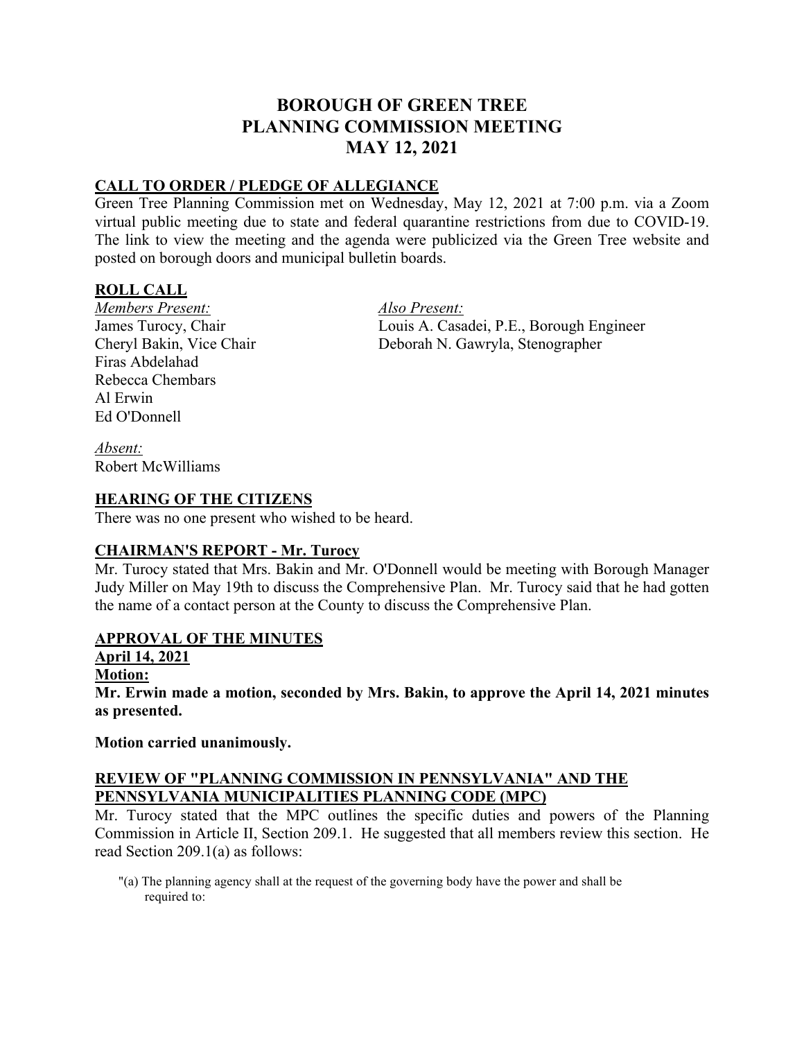# BOROUGH OF GREEN TREE
# PLANNING COMMISSION MEETING
# MAY 12, 2021

## CALL TO ORDER / PLEDGE OF ALLEGIANCE

Green Tree Planning Commission met on Wednesday, May 12, 2021 at 7:00 p.m. via a Zoom virtual public meeting due to state and federal quarantine restrictions from due to COVID-19. The link to view the meeting and the agenda were publicized via the Green Tree website and posted on borough doors and municipal bulletin boards.

## ROLL CALL

*Members Present:*
James Turocy, Chair
Cheryl Bakin, Vice Chair
Firas Abdelahad
Rebecca Chembars
Al Erwin
Ed O'Donnell

*Also Present:*
Louis A. Casadei, P.E., Borough Engineer
Deborah N. Gawryla, Stenographer

*Absent:*
Robert McWilliams

## HEARING OF THE CITIZENS

There was no one present who wished to be heard.

## CHAIRMAN'S REPORT - Mr. Turocy

Mr. Turocy stated that Mrs. Bakin and Mr. O'Donnell would be meeting with Borough Manager Judy Miller on May 19th to discuss the Comprehensive Plan. Mr. Turocy said that he had gotten the name of a contact person at the County to discuss the Comprehensive Plan.

## APPROVAL OF THE MINUTES

**April 14, 2021**

**Motion:**

**Mr. Erwin made a motion, seconded by Mrs. Bakin, to approve the April 14, 2021 minutes as presented.**

**Motion carried unanimously.**

## REVIEW OF "PLANNING COMMISSION IN PENNSYLVANIA" AND THE PENNSYLVANIA MUNICIPALITIES PLANNING CODE (MPC)

Mr. Turocy stated that the MPC outlines the specific duties and powers of the Planning Commission in Article II, Section 209.1. He suggested that all members review this section. He read Section 209.1(a) as follows:

"(a) The planning agency shall at the request of the governing body have the power and shall be required to: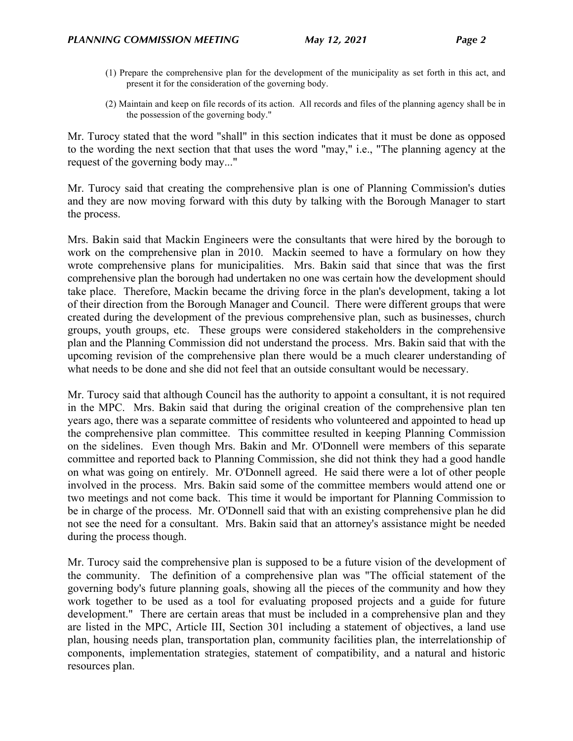(1) Prepare the comprehensive plan for the development of the municipality as set forth in this act, and present it for the consideration of the governing body.

(2) Maintain and keep on file records of its action. All records and files of the planning agency shall be in the possession of the governing body."

Mr. Turocy stated that the word "shall" in this section indicates that it must be done as opposed to the wording the next section that that uses the word "may," i.e., "The planning agency at the request of the governing body may..."

Mr. Turocy said that creating the comprehensive plan is one of Planning Commission's duties and they are now moving forward with this duty by talking with the Borough Manager to start the process.

Mrs. Bakin said that Mackin Engineers were the consultants that were hired by the borough to work on the comprehensive plan in 2010. Mackin seemed to have a formulary on how they wrote comprehensive plans for municipalities. Mrs. Bakin said that since that was the first comprehensive plan the borough had undertaken no one was certain how the development should take place. Therefore, Mackin became the driving force in the plan's development, taking a lot of their direction from the Borough Manager and Council. There were different groups that were created during the development of the previous comprehensive plan, such as businesses, church groups, youth groups, etc. These groups were considered stakeholders in the comprehensive plan and the Planning Commission did not understand the process. Mrs. Bakin said that with the upcoming revision of the comprehensive plan there would be a much clearer understanding of what needs to be done and she did not feel that an outside consultant would be necessary.

Mr. Turocy said that although Council has the authority to appoint a consultant, it is not required in the MPC. Mrs. Bakin said that during the original creation of the comprehensive plan ten years ago, there was a separate committee of residents who volunteered and appointed to head up the comprehensive plan committee. This committee resulted in keeping Planning Commission on the sidelines. Even though Mrs. Bakin and Mr. O'Donnell were members of this separate committee and reported back to Planning Commission, she did not think they had a good handle on what was going on entirely. Mr. O'Donnell agreed. He said there were a lot of other people involved in the process. Mrs. Bakin said some of the committee members would attend one or two meetings and not come back. This time it would be important for Planning Commission to be in charge of the process. Mr. O'Donnell said that with an existing comprehensive plan he did not see the need for a consultant. Mrs. Bakin said that an attorney's assistance might be needed during the process though.

Mr. Turocy said the comprehensive plan is supposed to be a future vision of the development of the community. The definition of a comprehensive plan was "The official statement of the governing body's future planning goals, showing all the pieces of the community and how they work together to be used as a tool for evaluating proposed projects and a guide for future development." There are certain areas that must be included in a comprehensive plan and they are listed in the MPC, Article III, Section 301 including a statement of objectives, a land use plan, housing needs plan, transportation plan, community facilities plan, the interrelationship of components, implementation strategies, statement of compatibility, and a natural and historic resources plan.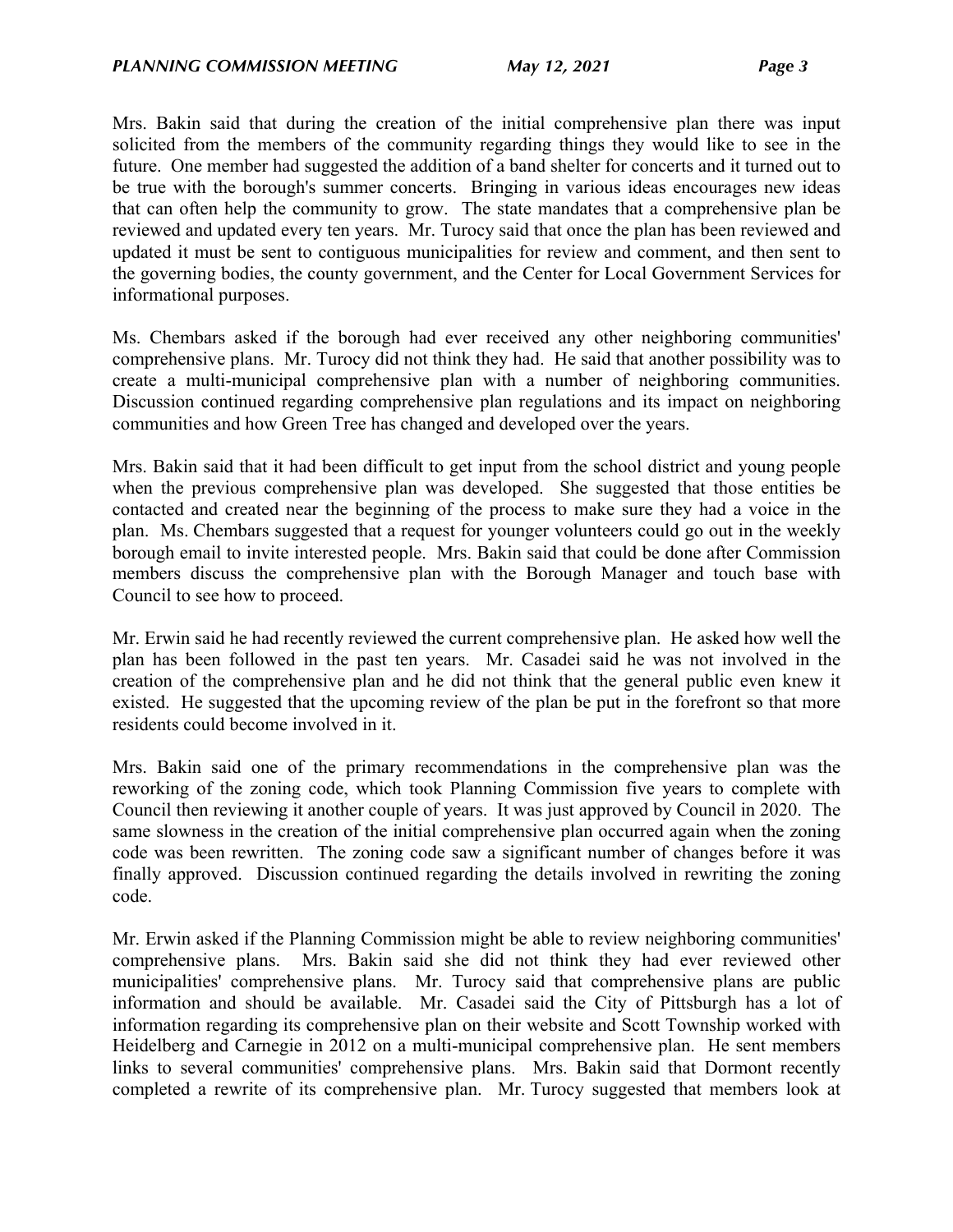Mrs. Bakin said that during the creation of the initial comprehensive plan there was input solicited from the members of the community regarding things they would like to see in the future. One member had suggested the addition of a band shelter for concerts and it turned out to be true with the borough's summer concerts. Bringing in various ideas encourages new ideas that can often help the community to grow. The state mandates that a comprehensive plan be reviewed and updated every ten years. Mr. Turocy said that once the plan has been reviewed and updated it must be sent to contiguous municipalities for review and comment, and then sent to the governing bodies, the county government, and the Center for Local Government Services for informational purposes.

Ms. Chembars asked if the borough had ever received any other neighboring communities' comprehensive plans. Mr. Turocy did not think they had. He said that another possibility was to create a multi-municipal comprehensive plan with a number of neighboring communities. Discussion continued regarding comprehensive plan regulations and its impact on neighboring communities and how Green Tree has changed and developed over the years.

Mrs. Bakin said that it had been difficult to get input from the school district and young people when the previous comprehensive plan was developed. She suggested that those entities be contacted and created near the beginning of the process to make sure they had a voice in the plan. Ms. Chembars suggested that a request for younger volunteers could go out in the weekly borough email to invite interested people. Mrs. Bakin said that could be done after Commission members discuss the comprehensive plan with the Borough Manager and touch base with Council to see how to proceed.

Mr. Erwin said he had recently reviewed the current comprehensive plan. He asked how well the plan has been followed in the past ten years. Mr. Casadei said he was not involved in the creation of the comprehensive plan and he did not think that the general public even knew it existed. He suggested that the upcoming review of the plan be put in the forefront so that more residents could become involved in it.

Mrs. Bakin said one of the primary recommendations in the comprehensive plan was the reworking of the zoning code, which took Planning Commission five years to complete with Council then reviewing it another couple of years. It was just approved by Council in 2020. The same slowness in the creation of the initial comprehensive plan occurred again when the zoning code was been rewritten. The zoning code saw a significant number of changes before it was finally approved. Discussion continued regarding the details involved in rewriting the zoning code.

Mr. Erwin asked if the Planning Commission might be able to review neighboring communities' comprehensive plans. Mrs. Bakin said she did not think they had ever reviewed other municipalities' comprehensive plans. Mr. Turocy said that comprehensive plans are public information and should be available. Mr. Casadei said the City of Pittsburgh has a lot of information regarding its comprehensive plan on their website and Scott Township worked with Heidelberg and Carnegie in 2012 on a multi-municipal comprehensive plan. He sent members links to several communities' comprehensive plans. Mrs. Bakin said that Dormont recently completed a rewrite of its comprehensive plan. Mr. Turocy suggested that members look at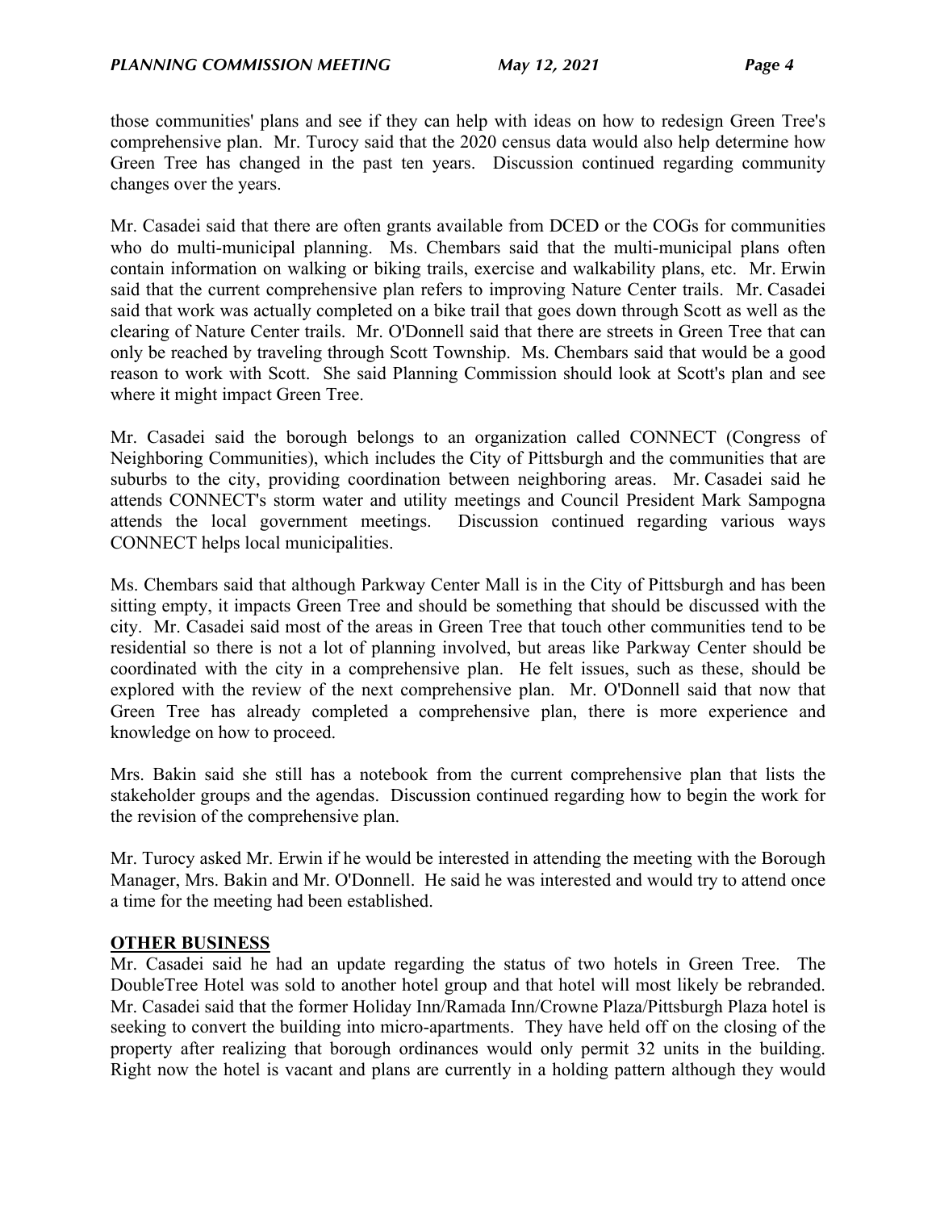those communities' plans and see if they can help with ideas on how to redesign Green Tree's comprehensive plan. Mr. Turocy said that the 2020 census data would also help determine how Green Tree has changed in the past ten years. Discussion continued regarding community changes over the years.

Mr. Casadei said that there are often grants available from DCED or the COGs for communities who do multi-municipal planning. Ms. Chembars said that the multi-municipal plans often contain information on walking or biking trails, exercise and walkability plans, etc. Mr. Erwin said that the current comprehensive plan refers to improving Nature Center trails. Mr. Casadei said that work was actually completed on a bike trail that goes down through Scott as well as the clearing of Nature Center trails. Mr. O'Donnell said that there are streets in Green Tree that can only be reached by traveling through Scott Township. Ms. Chembars said that would be a good reason to work with Scott. She said Planning Commission should look at Scott's plan and see where it might impact Green Tree.

Mr. Casadei said the borough belongs to an organization called CONNECT (Congress of Neighboring Communities), which includes the City of Pittsburgh and the communities that are suburbs to the city, providing coordination between neighboring areas. Mr. Casadei said he attends CONNECT's storm water and utility meetings and Council President Mark Sampogna attends the local government meetings. Discussion continued regarding various ways CONNECT helps local municipalities.

Ms. Chembars said that although Parkway Center Mall is in the City of Pittsburgh and has been sitting empty, it impacts Green Tree and should be something that should be discussed with the city. Mr. Casadei said most of the areas in Green Tree that touch other communities tend to be residential so there is not a lot of planning involved, but areas like Parkway Center should be coordinated with the city in a comprehensive plan. He felt issues, such as these, should be explored with the review of the next comprehensive plan. Mr. O'Donnell said that now that Green Tree has already completed a comprehensive plan, there is more experience and knowledge on how to proceed.

Mrs. Bakin said she still has a notebook from the current comprehensive plan that lists the stakeholder groups and the agendas. Discussion continued regarding how to begin the work for the revision of the comprehensive plan.

Mr. Turocy asked Mr. Erwin if he would be interested in attending the meeting with the Borough Manager, Mrs. Bakin and Mr. O'Donnell. He said he was interested and would try to attend once a time for the meeting had been established.

**OTHER BUSINESS**

Mr. Casadei said he had an update regarding the status of two hotels in Green Tree. The DoubleTree Hotel was sold to another hotel group and that hotel will most likely be rebranded. Mr. Casadei said that the former Holiday Inn/Ramada Inn/Crowne Plaza/Pittsburgh Plaza hotel is seeking to convert the building into micro-apartments. They have held off on the closing of the property after realizing that borough ordinances would only permit 32 units in the building. Right now the hotel is vacant and plans are currently in a holding pattern although they would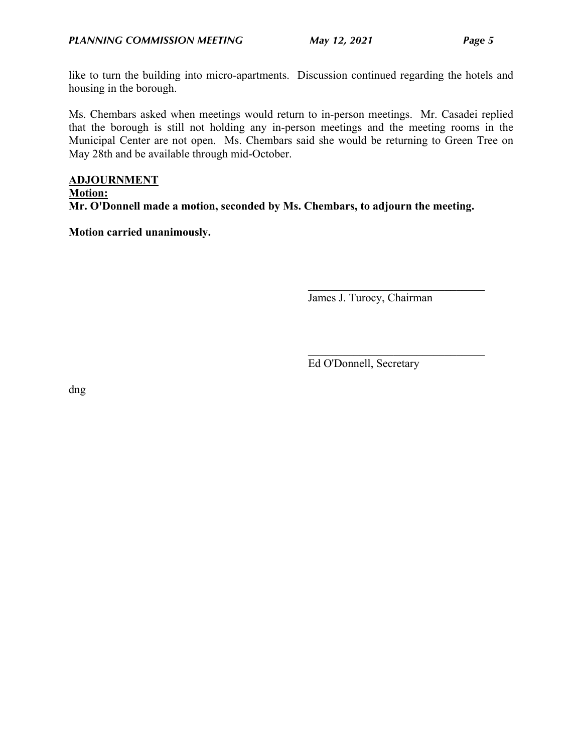like to turn the building into micro-apartments. Discussion continued regarding the hotels and housing in the borough.

Ms. Chembars asked when meetings would return to in-person meetings. Mr. Casadei replied that the borough is still not holding any in-person meetings and the meeting rooms in the Municipal Center are not open. Ms. Chembars said she would be returning to Green Tree on May 28th and be available through mid-October.

**ADJOURNMENT**

**Motion:**

**Mr. O'Donnell made a motion, seconded by Ms. Chembars, to adjourn the meeting.**

**Motion carried unanimously.**

\_\_\_\_\_\_\_\_\_\_\_\_\_\_\_\_\_\_\_\_\_\_\_\_\_\_\_\_\_\_

James J. Turocy, Chairman

\_\_\_\_\_\_\_\_\_\_\_\_\_\_\_\_\_\_\_\_\_\_\_\_\_\_\_\_\_\_

Ed O'Donnell, Secretary

dng